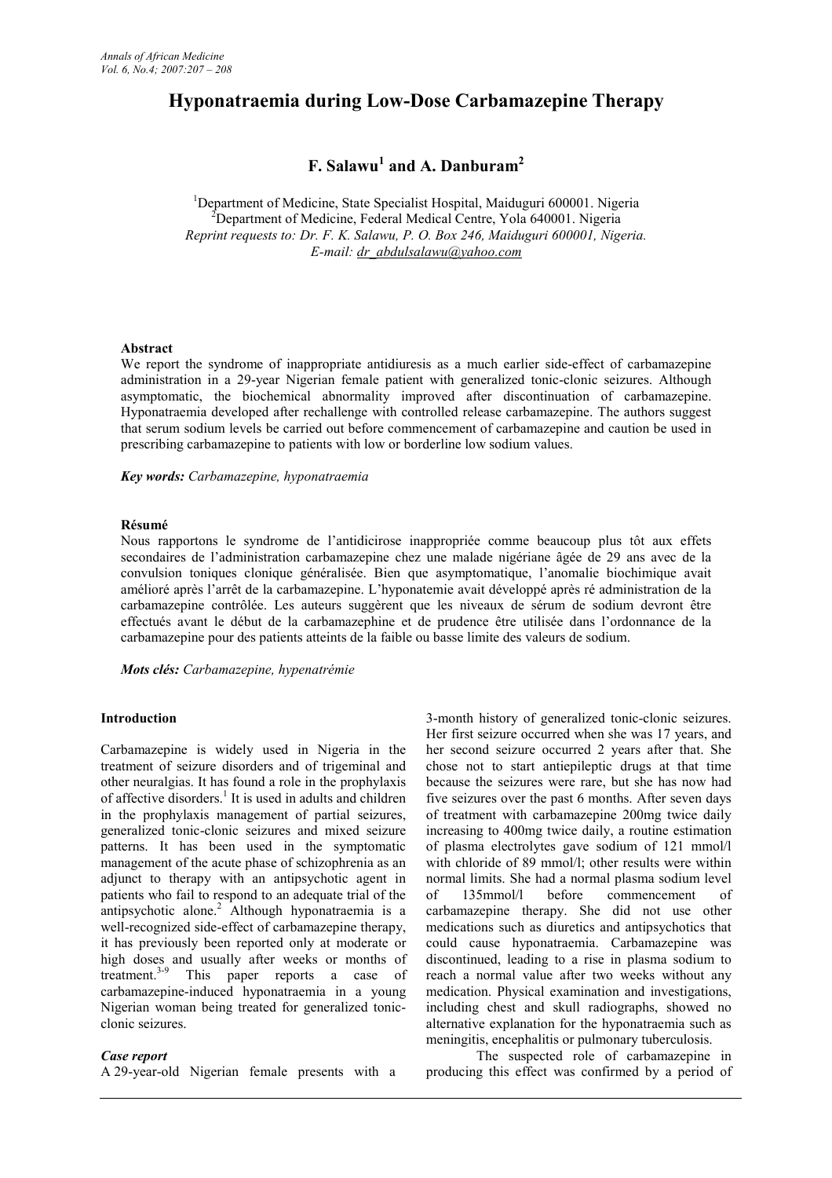# Hyponatraemia during Low-Dose Carbamazepine Therapy

## F. Salawu[1] and A. Danburam[2]

[1]Department of Medicine, State Specialist Hospital, Maiduguri 600001. Nigeria
[2]Department of Medicine, Federal Medical Centre, Yola 640001. Nigeria
*Reprint requests to: Dr. F. K. Salawu, P. O. Box 246, Maiduguri 600001, Nigeria.*
*E-mail: dr_abdulsalawu@yahoo.com*

**Abstract**

We report the syndrome of inappropriate antidiuresis as a much earlier side-effect of carbamazepine administration in a 29-year Nigerian female patient with generalized tonic-clonic seizures. Although asymptomatic, the biochemical abnormality improved after discontinuation of carbamazepine. Hyponatraemia developed after rechallenge with controlled release carbamazepine. The authors suggest that serum sodium levels be carried out before commencement of carbamazepine and caution be used in prescribing carbamazepine to patients with low or borderline low sodium values.

***Key words:*** *Carbamazepine, hyponatraemia*

**Résumé**

Nous rapportons le syndrome de l'antidicirose inappropriée comme beaucoup plus tôt aux effets secondaires de l'administration carbamazepine chez une malade nigériane âgée de 29 ans avec de la convulsion toniques clonique généralisée. Bien que asymptomatique, l'anomalie biochimique avait amélioré après l'arrêt de la carbamazepine. L'hyponatemie avait développé après ré administration de la carbamazepine contrôlée. Les auteurs suggèrent que les niveaux de sérum de sodium devront être effectués avant le début de la carbamazepine et de prudence être utilisée dans l'ordonnance de la carbamazepine pour des patients atteints de la faible ou basse limite des valeurs de sodium.

***Mots clés:*** *Carbamazepine, hypenatrémie*

**Introduction**

Carbamazepine is widely used in Nigeria in the treatment of seizure disorders and of trigeminal and other neuralgias. It has found a role in the prophylaxis of affective disorders.[1] It is used in adults and children in the prophylaxis management of partial seizures, generalized tonic-clonic seizures and mixed seizure patterns. It has been used in the symptomatic management of the acute phase of schizophrenia as an adjunct to therapy with an antipsychotic agent in patients who fail to respond to an adequate trial of the antipsychotic alone.[2] Although hyponatraemia is a well-recognized side-effect of carbamazepine therapy, it has previously been reported only at moderate or high doses and usually after weeks or months of treatment.[3-9] This paper reports a case of carbamazepine-induced hyponatraemia in a young Nigerian woman being treated for generalized tonic-clonic seizures.

***Case report***

A 29-year-old Nigerian female presents with a 3-month history of generalized tonic-clonic seizures. Her first seizure occurred when she was 17 years, and her second seizure occurred 2 years after that. She chose not to start antiepileptic drugs at that time because the seizures were rare, but she has now had five seizures over the past 6 months. After seven days of treatment with carbamazepine 200mg twice daily increasing to 400mg twice daily, a routine estimation of plasma electrolytes gave sodium of 121 mmol/l with chloride of 89 mmol/l; other results were within normal limits. She had a normal plasma sodium level of 135mmol/l before commencement of carbamazepine therapy. She did not use other medications such as diuretics and antipsychotics that could cause hyponatraemia. Carbamazepine was discontinued, leading to a rise in plasma sodium to reach a normal value after two weeks without any medication. Physical examination and investigations, including chest and skull radiographs, showed no alternative explanation for the hyponatraemia such as meningitis, encephalitis or pulmonary tuberculosis.

The suspected role of carbamazepine in producing this effect was confirmed by a period of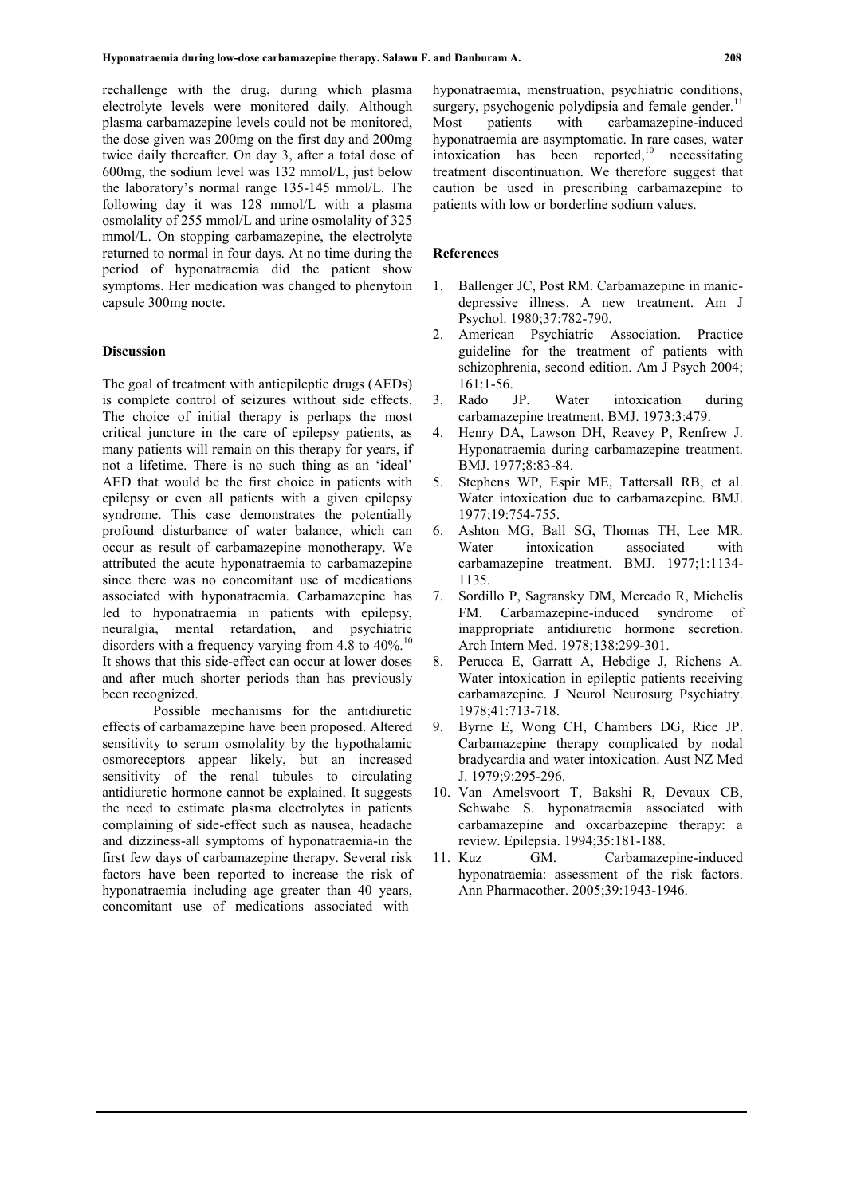rechallenge with the drug, during which plasma electrolyte levels were monitored daily. Although plasma carbamazepine levels could not be monitored, the dose given was 200mg on the first day and 200mg twice daily thereafter. On day 3, after a total dose of 600mg, the sodium level was 132 mmol/L, just below the laboratory's normal range 135-145 mmol/L. The following day it was 128 mmol/L with a plasma osmolality of 255 mmol/L and urine osmolality of 325 mmol/L. On stopping carbamazepine, the electrolyte returned to normal in four days. At no time during the period of hyponatraemia did the patient show symptoms. Her medication was changed to phenytoin capsule 300mg nocte.

## Discussion

The goal of treatment with antiepileptic drugs (AEDs) is complete control of seizures without side effects. The choice of initial therapy is perhaps the most critical juncture in the care of epilepsy patients, as many patients will remain on this therapy for years, if not a lifetime. There is no such thing as an 'ideal' AED that would be the first choice in patients with epilepsy or even all patients with a given epilepsy syndrome. This case demonstrates the potentially profound disturbance of water balance, which can occur as result of carbamazepine monotherapy. We attributed the acute hyponatraemia to carbamazepine since there was no concomitant use of medications associated with hyponatraemia. Carbamazepine has led to hyponatraemia in patients with epilepsy, neuralgia, mental retardation, and psychiatric disorders with a frequency varying from 4.8 to 40%.[10] It shows that this side-effect can occur at lower doses and after much shorter periods than has previously been recognized.

Possible mechanisms for the antidiuretic effects of carbamazepine have been proposed. Altered sensitivity to serum osmolality by the hypothalamic osmoreceptors appear likely, but an increased sensitivity of the renal tubules to circulating antidiuretic hormone cannot be explained. It suggests the need to estimate plasma electrolytes in patients complaining of side-effect such as nausea, headache and dizziness-all symptoms of hyponatraemia-in the first few days of carbamazepine therapy. Several risk factors have been reported to increase the risk of hyponatraemia including age greater than 40 years, concomitant use of medications associated with hyponatraemia, menstruation, psychiatric conditions, surgery, psychogenic polydipsia and female gender.[11] Most patients with carbamazepine-induced hyponatraemia are asymptomatic. In rare cases, water intoxication has been reported,[10] necessitating treatment discontinuation. We therefore suggest that caution be used in prescribing carbamazepine to patients with low or borderline sodium values.

## References

1. Ballenger JC, Post RM. Carbamazepine in manic-depressive illness. A new treatment. Am J Psychol. 1980;37:782-790.
2. American Psychiatric Association. Practice guideline for the treatment of patients with schizophrenia, second edition. Am J Psych 2004; 161:1-56.
3. Rado JP. Water intoxication during carbamazepine treatment. BMJ. 1973;3:479.
4. Henry DA, Lawson DH, Reavey P, Renfrew J. Hyponatraemia during carbamazepine treatment. BMJ. 1977;8:83-84.
5. Stephens WP, Espir ME, Tattersall RB, et al. Water intoxication due to carbamazepine. BMJ. 1977;19:754-755.
6. Ashton MG, Ball SG, Thomas TH, Lee MR. Water intoxication associated with carbamazepine treatment. BMJ. 1977;1:1134-1135.
7. Sordillo P, Sagransky DM, Mercado R, Michelis FM. Carbamazepine-induced syndrome of inappropriate antidiuretic hormone secretion. Arch Intern Med. 1978;138:299-301.
8. Perucca E, Garratt A, Hebdige J, Richens A. Water intoxication in epileptic patients receiving carbamazepine. J Neurol Neurosurg Psychiatry. 1978;41:713-718.
9. Byrne E, Wong CH, Chambers DG, Rice JP. Carbamazepine therapy complicated by nodal bradycardia and water intoxication. Aust NZ Med J. 1979;9:295-296.
10. Van Amelsvoort T, Bakshi R, Devaux CB, Schwabe S. hyponatraemia associated with carbamazepine and oxcarbazepine therapy: a review. Epilepsia. 1994;35:181-188.
11. Kuz GM. Carbamazepine-induced hyponatraemia: assessment of the risk factors. Ann Pharmacother. 2005;39:1943-1946.